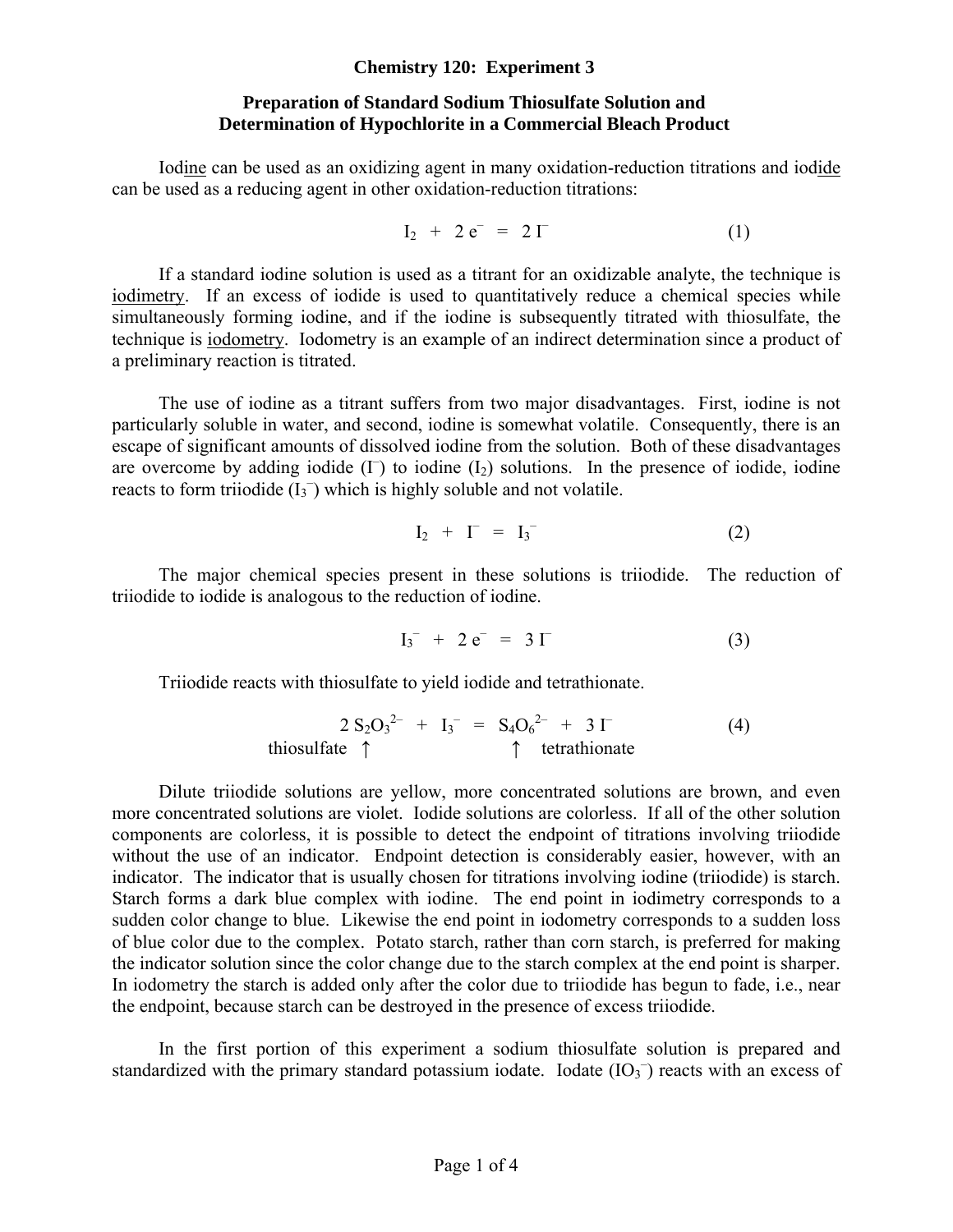# Chemistry 120: Experiment 3

## Preparation of Standard Sodium Thiosulfate Solution and Determination of Hypochlorite in a Commercial Bleach Product

Iod<u>ine</u> can be used as an oxidizing agent in many oxidation-reduction titrations and iod<u>ide</u> can be used as a reducing agent in other oxidation-reduction titrations:

$$I_2 \ + \ 2\,e^- \ = \ 2\,I^- \qquad (1)$$

If a standard iodine solution is used as a titrant for an oxidizable analyte, the technique is <u>iodimetry</u>. If an excess of iodide is used to quantitatively reduce a chemical species while simultaneously forming iodine, and if the iodine is subsequently titrated with thiosulfate, the technique is <u>iodometry</u>. Iodometry is an example of an indirect determination since a product of a preliminary reaction is titrated.

The use of iodine as a titrant suffers from two major disadvantages. First, iodine is not particularly soluble in water, and second, iodine is somewhat volatile. Consequently, there is an escape of significant amounts of dissolved iodine from the solution. Both of these disadvantages are overcome by adding iodide ($I^-$) to iodine ($I_2$) solutions. In the presence of iodide, iodine reacts to form triiodide ($I_3^-$) which is highly soluble and not volatile.

$$I_2 \ + \ I^- \ = \ I_3^- \qquad (2)$$

The major chemical species present in these solutions is triiodide. The reduction of triiodide to iodide is analogous to the reduction of iodine.

$$I_3^- \ + \ 2\,e^- \ = \ 3\,I^- \qquad (3)$$

Triiodide reacts with thiosulfate to yield iodide and tetrathionate.

$$\underset{\text{thiosulfate}\ \uparrow}{2\,S_2O_3^{2-}} \ + \ I_3^- \ = \ \underset{\uparrow\ \text{tetrathionate}}{S_4O_6^{2-}} \ + \ 3\,I^- \qquad (4)$$

Dilute triiodide solutions are yellow, more concentrated solutions are brown, and even more concentrated solutions are violet. Iodide solutions are colorless. If all of the other solution components are colorless, it is possible to detect the endpoint of titrations involving triiodide without the use of an indicator. Endpoint detection is considerably easier, however, with an indicator. The indicator that is usually chosen for titrations involving iodine (triiodide) is starch. Starch forms a dark blue complex with iodine. The end point in iodimetry corresponds to a sudden color change to blue. Likewise the end point in iodometry corresponds to a sudden loss of blue color due to the complex. Potato starch, rather than corn starch, is preferred for making the indicator solution since the color change due to the starch complex at the end point is sharper. In iodometry the starch is added only after the color due to triiodide has begun to fade, i.e., near the endpoint, because starch can be destroyed in the presence of excess triiodide.

In the first portion of this experiment a sodium thiosulfate solution is prepared and standardized with the primary standard potassium iodate. Iodate ($IO_3^-$) reacts with an excess of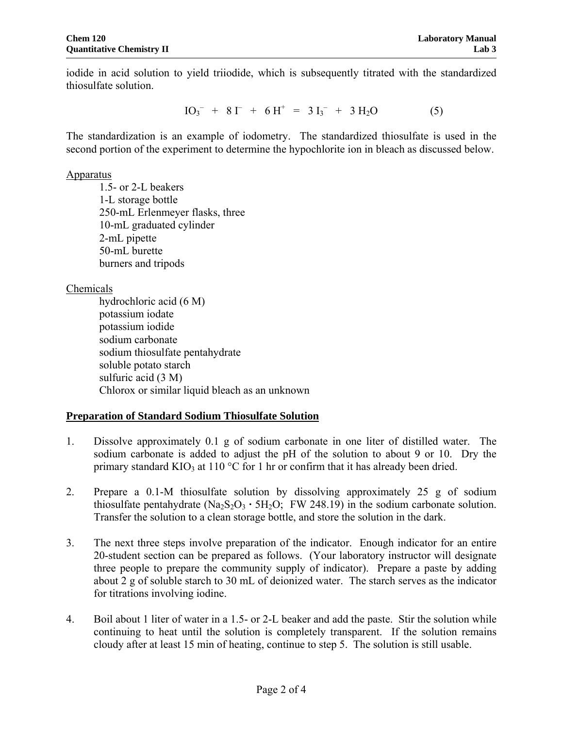iodide in acid solution to yield triiodide, which is subsequently titrated with the standardized thiosulfate solution.

$$IO_3^- + 8\ I^- + 6\ H^+ = 3\ I_3^- + 3\ H_2O \qquad (5)$$

The standardization is an example of iodometry. The standardized thiosulfate is used in the second portion of the experiment to determine the hypochlorite ion in bleach as discussed below.

Apparatus

- 1.5- or 2-L beakers
- 1-L storage bottle
- 250-mL Erlenmeyer flasks, three
- 10-mL graduated cylinder
- 2-mL pipette
- 50-mL burette
- burners and tripods

Chemicals

- hydrochloric acid (6 M)
- potassium iodate
- potassium iodide
- sodium carbonate
- sodium thiosulfate pentahydrate
- soluble potato starch
- sulfuric acid (3 M)
- Chlorox or similar liquid bleach as an unknown

## Preparation of Standard Sodium Thiosulfate Solution

1. Dissolve approximately 0.1 g of sodium carbonate in one liter of distilled water. The sodium carbonate is added to adjust the pH of the solution to about 9 or 10. Dry the primary standard $KIO_3$ at 110 °C for 1 hr or confirm that it has already been dried.

2. Prepare a 0.1-M thiosulfate solution by dissolving approximately 25 g of sodium thiosulfate pentahydrate ($Na_2S_2O_3 \cdot 5H_2O$; FW 248.19) in the sodium carbonate solution. Transfer the solution to a clean storage bottle, and store the solution in the dark.

3. The next three steps involve preparation of the indicator. Enough indicator for an entire 20-student section can be prepared as follows. (Your laboratory instructor will designate three people to prepare the community supply of indicator). Prepare a paste by adding about 2 g of soluble starch to 30 mL of deionized water. The starch serves as the indicator for titrations involving iodine.

4. Boil about 1 liter of water in a 1.5- or 2-L beaker and add the paste. Stir the solution while continuing to heat until the solution is completely transparent. If the solution remains cloudy after at least 15 min of heating, continue to step 5. The solution is still usable.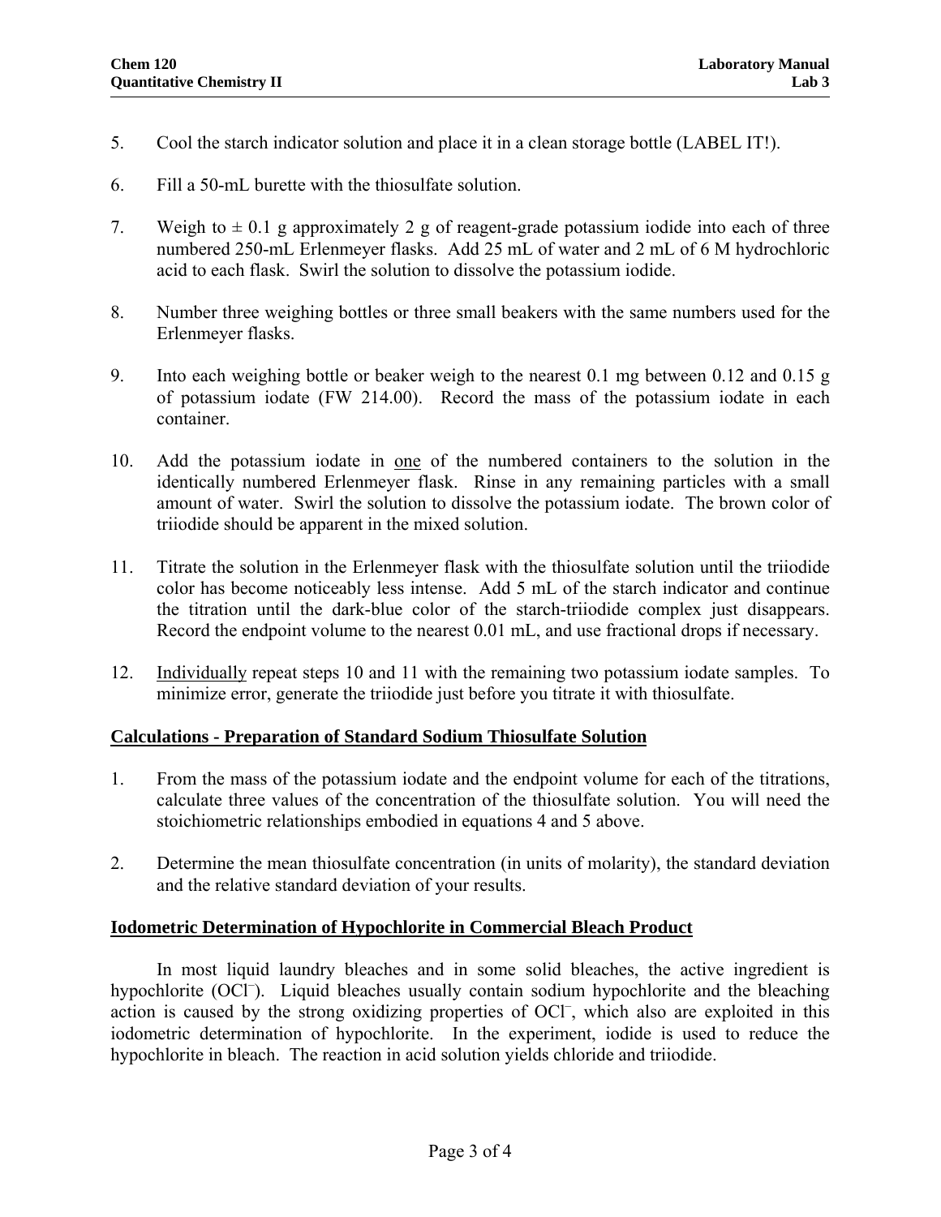5. Cool the starch indicator solution and place it in a clean storage bottle (LABEL IT!).

6. Fill a 50-mL burette with the thiosulfate solution.

7. Weigh to ± 0.1 g approximately 2 g of reagent-grade potassium iodide into each of three numbered 250-mL Erlenmeyer flasks. Add 25 mL of water and 2 mL of 6 M hydrochloric acid to each flask. Swirl the solution to dissolve the potassium iodide.

8. Number three weighing bottles or three small beakers with the same numbers used for the Erlenmeyer flasks.

9. Into each weighing bottle or beaker weigh to the nearest 0.1 mg between 0.12 and 0.15 g of potassium iodate (FW 214.00). Record the mass of the potassium iodate in each container.

10. Add the potassium iodate in <u>one</u> of the numbered containers to the solution in the identically numbered Erlenmeyer flask. Rinse in any remaining particles with a small amount of water. Swirl the solution to dissolve the potassium iodate. The brown color of triiodide should be apparent in the mixed solution.

11. Titrate the solution in the Erlenmeyer flask with the thiosulfate solution until the triiodide color has become noticeably less intense. Add 5 mL of the starch indicator and continue the titration until the dark-blue color of the starch-triiodide complex just disappears. Record the endpoint volume to the nearest 0.01 mL, and use fractional drops if necessary.

12. <u>Individually</u> repeat steps 10 and 11 with the remaining two potassium iodate samples. To minimize error, generate the triiodide just before you titrate it with thiosulfate.

## Calculations - Preparation of Standard Sodium Thiosulfate Solution

1. From the mass of the potassium iodate and the endpoint volume for each of the titrations, calculate three values of the concentration of the thiosulfate solution. You will need the stoichiometric relationships embodied in equations 4 and 5 above.

2. Determine the mean thiosulfate concentration (in units of molarity), the standard deviation and the relative standard deviation of your results.

## Iodometric Determination of Hypochlorite in Commercial Bleach Product

In most liquid laundry bleaches and in some solid bleaches, the active ingredient is hypochlorite ($OCl^-$). Liquid bleaches usually contain sodium hypochlorite and the bleaching action is caused by the strong oxidizing properties of $OCl^-$, which also are exploited in this iodometric determination of hypochlorite. In the experiment, iodide is used to reduce the hypochlorite in bleach. The reaction in acid solution yields chloride and triiodide.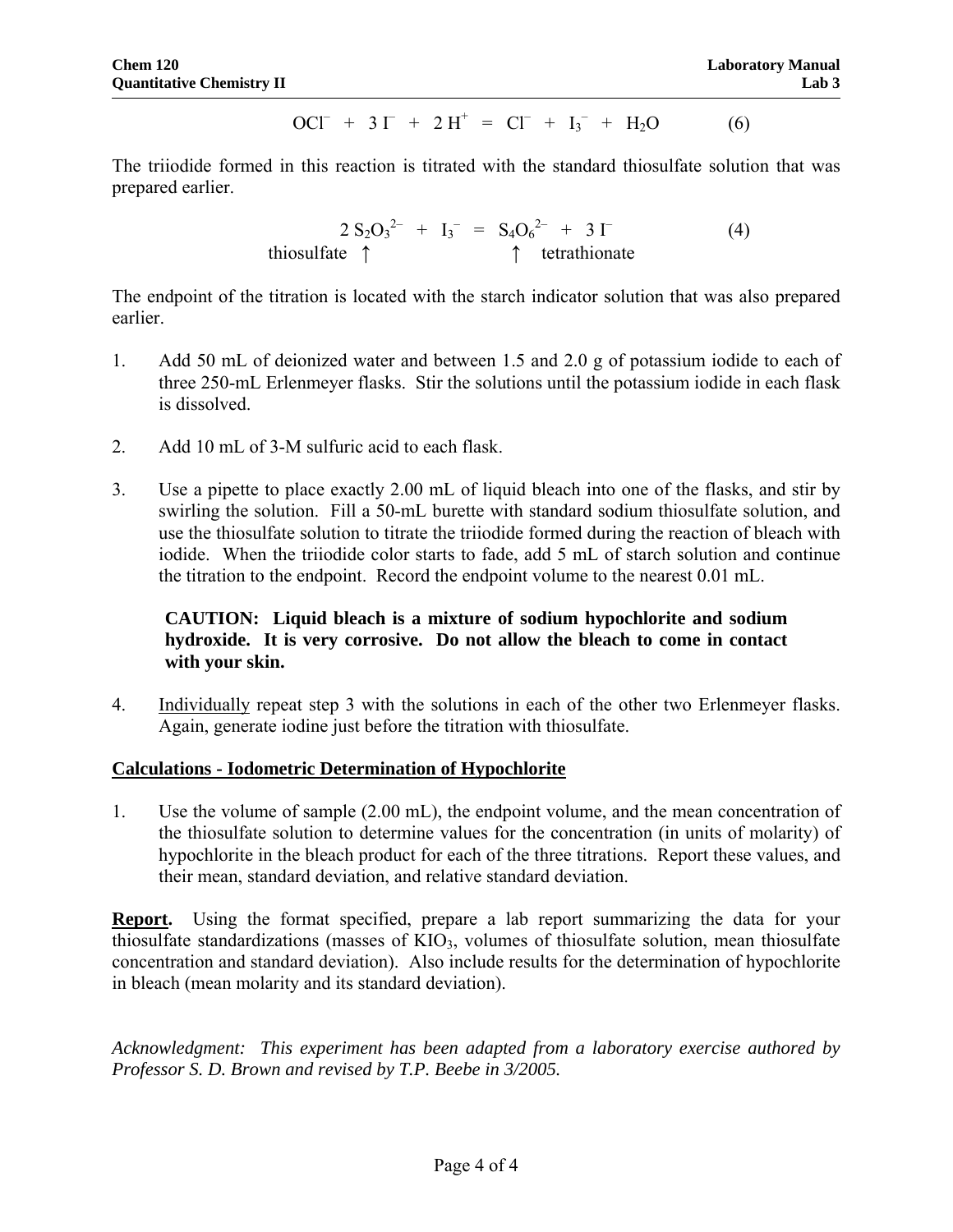$$OCl^- + 3\,I^- + 2\,H^+ = Cl^- + I_3^- + H_2O \qquad (6)$$

The triiodide formed in this reaction is titrated with the standard thiosulfate solution that was prepared earlier.

$$\underset{\text{thiosulfate}\ \uparrow}{2\,S_2O_3^{2-}} + I_3^- = \underset{\uparrow\ \text{tetrathionate}}{S_4O_6^{2-}} + 3\,I^- \qquad (4)$$

The endpoint of the titration is located with the starch indicator solution that was also prepared earlier.

1. Add 50 mL of deionized water and between 1.5 and 2.0 g of potassium iodide to each of three 250-mL Erlenmeyer flasks. Stir the solutions until the potassium iodide in each flask is dissolved.

2. Add 10 mL of 3-M sulfuric acid to each flask.

3. Use a pipette to place exactly 2.00 mL of liquid bleach into one of the flasks, and stir by swirling the solution. Fill a 50-mL burette with standard sodium thiosulfate solution, and use the thiosulfate solution to titrate the triiodide formed during the reaction of bleach with iodide. When the triiodide color starts to fade, add 5 mL of starch solution and continue the titration to the endpoint. Record the endpoint volume to the nearest 0.01 mL.

   **CAUTION: Liquid bleach is a mixture of sodium hypochlorite and sodium hydroxide. It is very corrosive. Do not allow the bleach to come in contact with your skin.**

4. Individually repeat step 3 with the solutions in each of the other two Erlenmeyer flasks. Again, generate iodine just before the titration with thiosulfate.

## Calculations - Iodometric Determination of Hypochlorite

1. Use the volume of sample (2.00 mL), the endpoint volume, and the mean concentration of the thiosulfate solution to determine values for the concentration (in units of molarity) of hypochlorite in the bleach product for each of the three titrations. Report these values, and their mean, standard deviation, and relative standard deviation.

**Report.** Using the format specified, prepare a lab report summarizing the data for your thiosulfate standardizations (masses of $KIO_3$, volumes of thiosulfate solution, mean thiosulfate concentration and standard deviation). Also include results for the determination of hypochlorite in bleach (mean molarity and its standard deviation).

*Acknowledgment: This experiment has been adapted from a laboratory exercise authored by Professor S. D. Brown and revised by T.P. Beebe in 3/2005.*